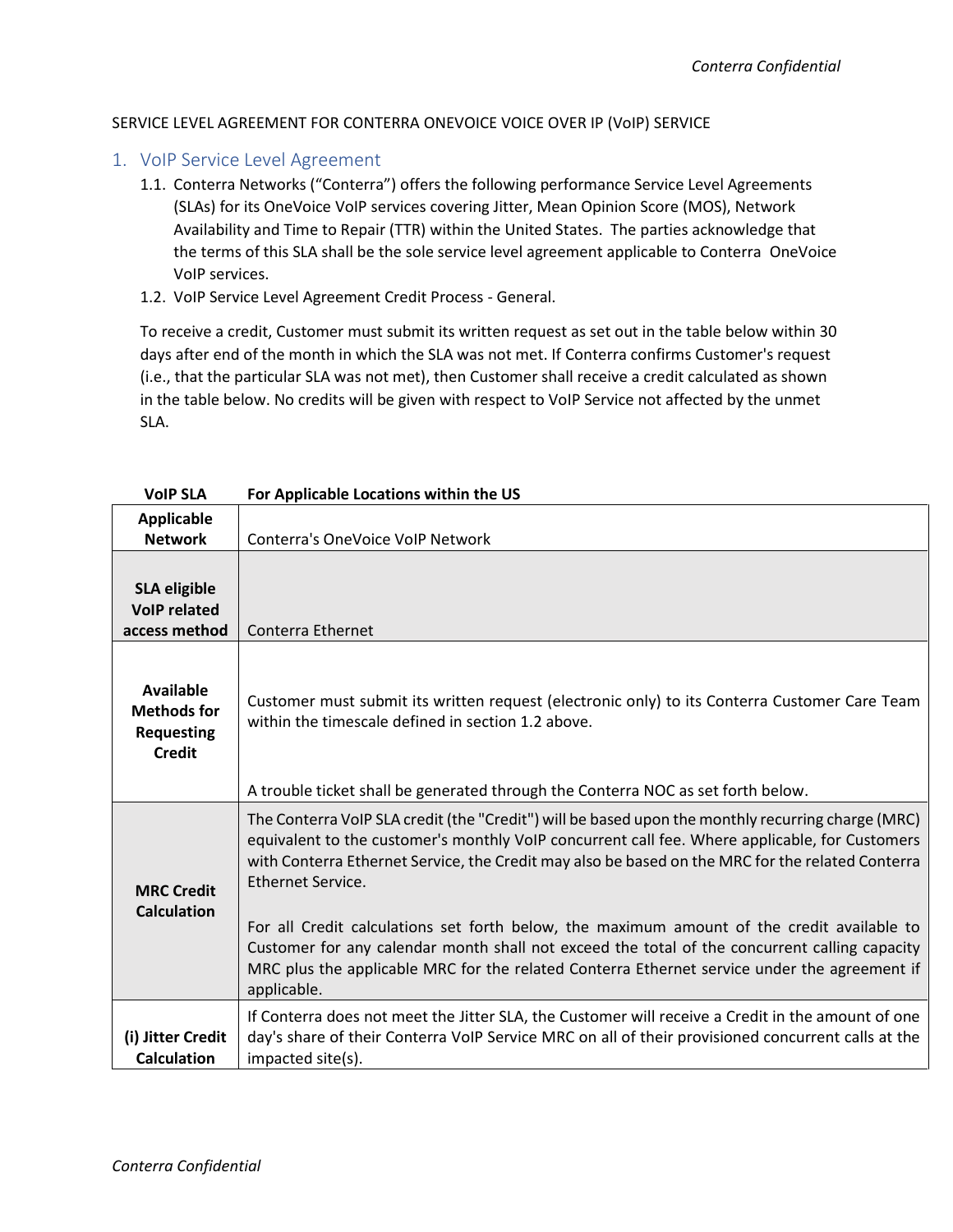SERVICE LEVEL AGREEMENT FOR CONTERRA ONEVOICE VOICE OVER IP (VoIP) SERVICE

## 1. VoIP Service Level Agreement

1.1. Conterra Networks ("Conterra") offers the following performance Service Level Agreements (SLAs) for its OneVoice VoIP services covering Jitter, Mean Opinion Score (MOS), Network Availability and Time to Repair (TTR) within the United States. The parties acknowledge that the terms of this SLA shall be the sole service level agreement applicable to Conterra OneVoice VoIP services.

1.2. VoIP Service Level Agreement Credit Process - General.

To receive a credit, Customer must submit its written request as set out in the table below within 30 days after end of the month in which the SLA was not met. If Conterra confirms Customer's request (i.e., that the particular SLA was not met), then Customer shall receive a credit calculated as shown in the table below. No credits will be given with respect to VoIP Service not affected by the unmet SLA.

| VoIP SLA | For Applicable Locations within the US |
|---|---|
| **Applicable Network** | Conterra's OneVoice VoIP Network |
| **SLA eligible VoIP related access method** | Conterra Ethernet |
| **Available Methods for Requesting Credit** | Customer must submit its written request (electronic only) to its Conterra Customer Care Team within the timescale defined in section 1.2 above.<br><br>A trouble ticket shall be generated through the Conterra NOC as set forth below. |
| **MRC Credit Calculation** | The Conterra VoIP SLA credit (the "Credit") will be based upon the monthly recurring charge (MRC) equivalent to the customer's monthly VoIP concurrent call fee. Where applicable, for Customers with Conterra Ethernet Service, the Credit may also be based on the MRC for the related Conterra Ethernet Service.<br><br>For all Credit calculations set forth below, the maximum amount of the credit available to Customer for any calendar month shall not exceed the total of the concurrent calling capacity MRC plus the applicable MRC for the related Conterra Ethernet service under the agreement if applicable. |
| **(i) Jitter Credit Calculation** | If Conterra does not meet the Jitter SLA, the Customer will receive a Credit in the amount of one day's share of their Conterra VoIP Service MRC on all of their provisioned concurrent calls at the impacted site(s). |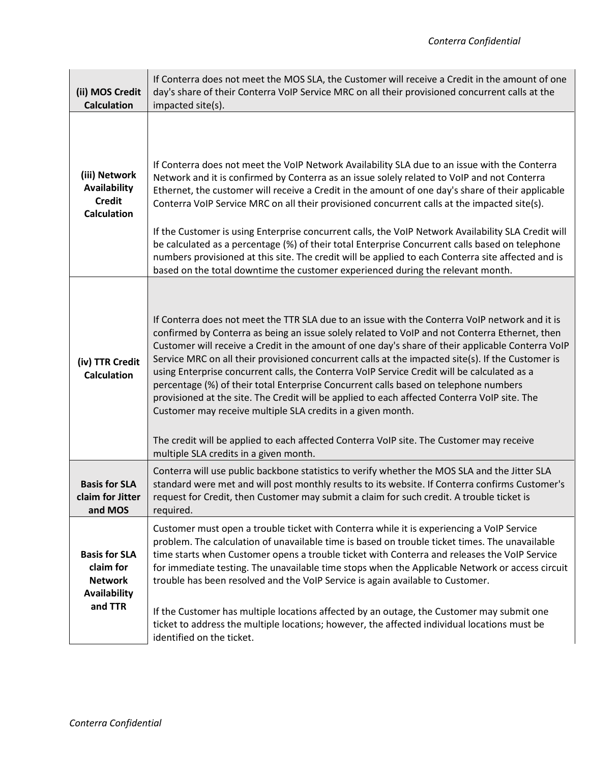| | |
|---|---|
| **(ii) MOS Credit Calculation** | If Conterra does not meet the MOS SLA, the Customer will receive a Credit in the amount of one day's share of their Conterra VoIP Service MRC on all their provisioned concurrent calls at the impacted site(s). |
| **(iii) Network Availability Credit Calculation** | If Conterra does not meet the VoIP Network Availability SLA due to an issue with the Conterra Network and it is confirmed by Conterra as an issue solely related to VoIP and not Conterra Ethernet, the customer will receive a Credit in the amount of one day's share of their applicable Conterra VoIP Service MRC on all their provisioned concurrent calls at the impacted site(s).<br><br>If the Customer is using Enterprise concurrent calls, the VoIP Network Availability SLA Credit will be calculated as a percentage (%) of their total Enterprise Concurrent calls based on telephone numbers provisioned at this site. The credit will be applied to each Conterra site affected and is based on the total downtime the customer experienced during the relevant month. |
| **(iv) TTR Credit Calculation** | If Conterra does not meet the TTR SLA due to an issue with the Conterra VoIP network and it is confirmed by Conterra as being an issue solely related to VoIP and not Conterra Ethernet, then Customer will receive a Credit in the amount of one day's share of their applicable Conterra VoIP Service MRC on all their provisioned concurrent calls at the impacted site(s). If the Customer is using Enterprise concurrent calls, the Conterra VoIP Service Credit will be calculated as a percentage (%) of their total Enterprise Concurrent calls based on telephone numbers provisioned at the site. The Credit will be applied to each affected Conterra VoIP site. The Customer may receive multiple SLA credits in a given month.<br><br>The credit will be applied to each affected Conterra VoIP site. The Customer may receive multiple SLA credits in a given month. |
| **Basis for SLA claim for Jitter and MOS** | Conterra will use public backbone statistics to verify whether the MOS SLA and the Jitter SLA standard were met and will post monthly results to its website. If Conterra confirms Customer's request for Credit, then Customer may submit a claim for such credit. A trouble ticket is required. |
| **Basis for SLA claim for Network Availability and TTR** | Customer must open a trouble ticket with Conterra while it is experiencing a VoIP Service problem. The calculation of unavailable time is based on trouble ticket times. The unavailable time starts when Customer opens a trouble ticket with Conterra and releases the VoIP Service for immediate testing. The unavailable time stops when the Applicable Network or access circuit trouble has been resolved and the VoIP Service is again available to Customer.<br><br>If the Customer has multiple locations affected by an outage, the Customer may submit one ticket to address the multiple locations; however, the affected individual locations must be identified on the ticket. |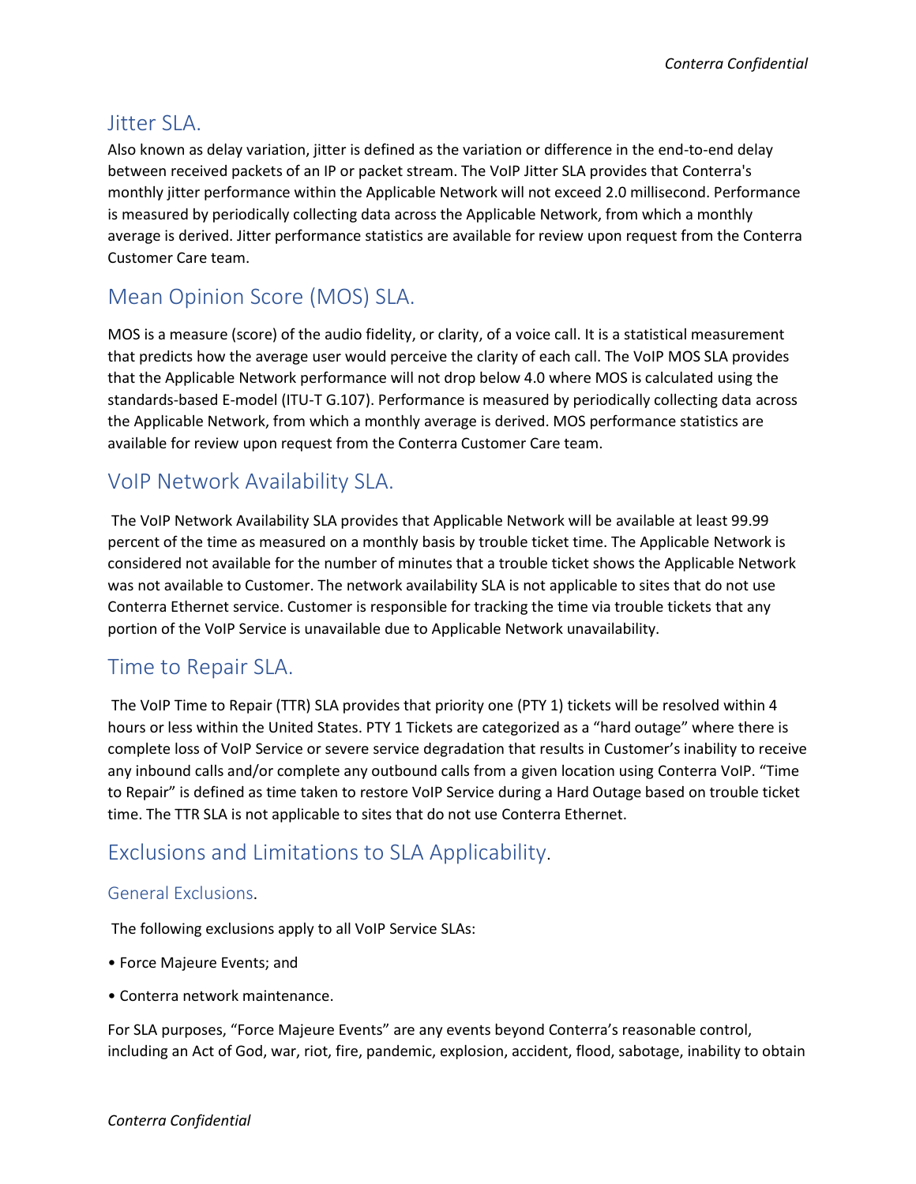## Jitter SLA.

Also known as delay variation, jitter is defined as the variation or difference in the end-to-end delay between received packets of an IP or packet stream. The VoIP Jitter SLA provides that Conterra's monthly jitter performance within the Applicable Network will not exceed 2.0 millisecond. Performance is measured by periodically collecting data across the Applicable Network, from which a monthly average is derived. Jitter performance statistics are available for review upon request from the Conterra Customer Care team.

## Mean Opinion Score (MOS) SLA.

MOS is a measure (score) of the audio fidelity, or clarity, of a voice call. It is a statistical measurement that predicts how the average user would perceive the clarity of each call. The VoIP MOS SLA provides that the Applicable Network performance will not drop below 4.0 where MOS is calculated using the standards-based E-model (ITU-T G.107). Performance is measured by periodically collecting data across the Applicable Network, from which a monthly average is derived. MOS performance statistics are available for review upon request from the Conterra Customer Care team.

## VoIP Network Availability SLA.

The VoIP Network Availability SLA provides that Applicable Network will be available at least 99.99 percent of the time as measured on a monthly basis by trouble ticket time. The Applicable Network is considered not available for the number of minutes that a trouble ticket shows the Applicable Network was not available to Customer. The network availability SLA is not applicable to sites that do not use Conterra Ethernet service. Customer is responsible for tracking the time via trouble tickets that any portion of the VoIP Service is unavailable due to Applicable Network unavailability.

## Time to Repair SLA.

The VoIP Time to Repair (TTR) SLA provides that priority one (PTY 1) tickets will be resolved within 4 hours or less within the United States. PTY 1 Tickets are categorized as a “hard outage” where there is complete loss of VoIP Service or severe service degradation that results in Customer’s inability to receive any inbound calls and/or complete any outbound calls from a given location using Conterra VoIP. “Time to Repair” is defined as time taken to restore VoIP Service during a Hard Outage based on trouble ticket time. The TTR SLA is not applicable to sites that do not use Conterra Ethernet.

## Exclusions and Limitations to SLA Applicability.

### General Exclusions.

The following exclusions apply to all VoIP Service SLAs:

• Force Majeure Events; and

• Conterra network maintenance.

For SLA purposes, “Force Majeure Events” are any events beyond Conterra’s reasonable control, including an Act of God, war, riot, fire, pandemic, explosion, accident, flood, sabotage, inability to obtain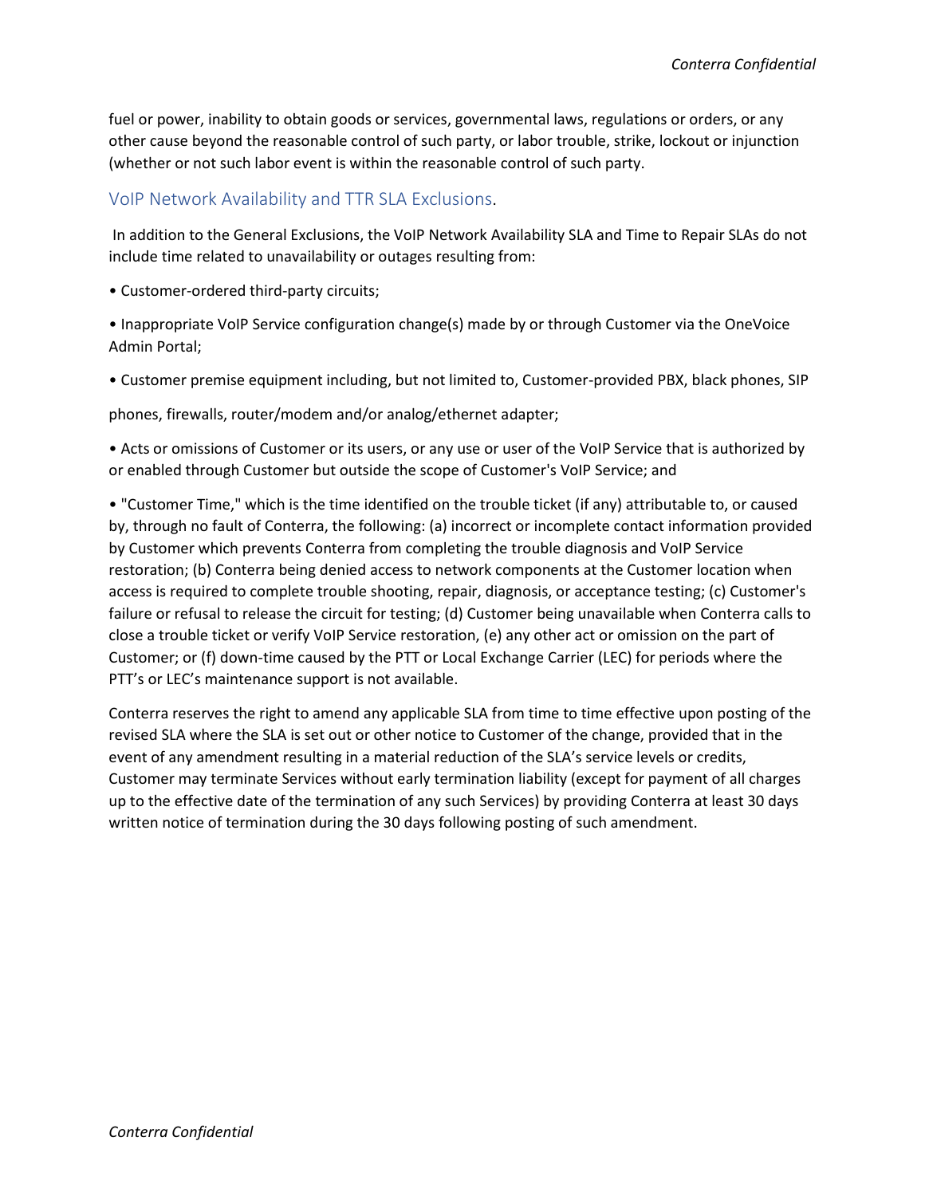fuel or power, inability to obtain goods or services, governmental laws, regulations or orders, or any other cause beyond the reasonable control of such party, or labor trouble, strike, lockout or injunction (whether or not such labor event is within the reasonable control of such party.

## VoIP Network Availability and TTR SLA Exclusions.

In addition to the General Exclusions, the VoIP Network Availability SLA and Time to Repair SLAs do not include time related to unavailability or outages resulting from:

• Customer-ordered third-party circuits;

• Inappropriate VoIP Service configuration change(s) made by or through Customer via the OneVoice Admin Portal;

• Customer premise equipment including, but not limited to, Customer-provided PBX, black phones, SIP

phones, firewalls, router/modem and/or analog/ethernet adapter;

• Acts or omissions of Customer or its users, or any use or user of the VoIP Service that is authorized by or enabled through Customer but outside the scope of Customer's VoIP Service; and

• "Customer Time," which is the time identified on the trouble ticket (if any) attributable to, or caused by, through no fault of Conterra, the following: (a) incorrect or incomplete contact information provided by Customer which prevents Conterra from completing the trouble diagnosis and VoIP Service restoration; (b) Conterra being denied access to network components at the Customer location when access is required to complete trouble shooting, repair, diagnosis, or acceptance testing; (c) Customer's failure or refusal to release the circuit for testing; (d) Customer being unavailable when Conterra calls to close a trouble ticket or verify VoIP Service restoration, (e) any other act or omission on the part of Customer; or (f) down-time caused by the PTT or Local Exchange Carrier (LEC) for periods where the PTT's or LEC's maintenance support is not available.

Conterra reserves the right to amend any applicable SLA from time to time effective upon posting of the revised SLA where the SLA is set out or other notice to Customer of the change, provided that in the event of any amendment resulting in a material reduction of the SLA's service levels or credits, Customer may terminate Services without early termination liability (except for payment of all charges up to the effective date of the termination of any such Services) by providing Conterra at least 30 days written notice of termination during the 30 days following posting of such amendment.